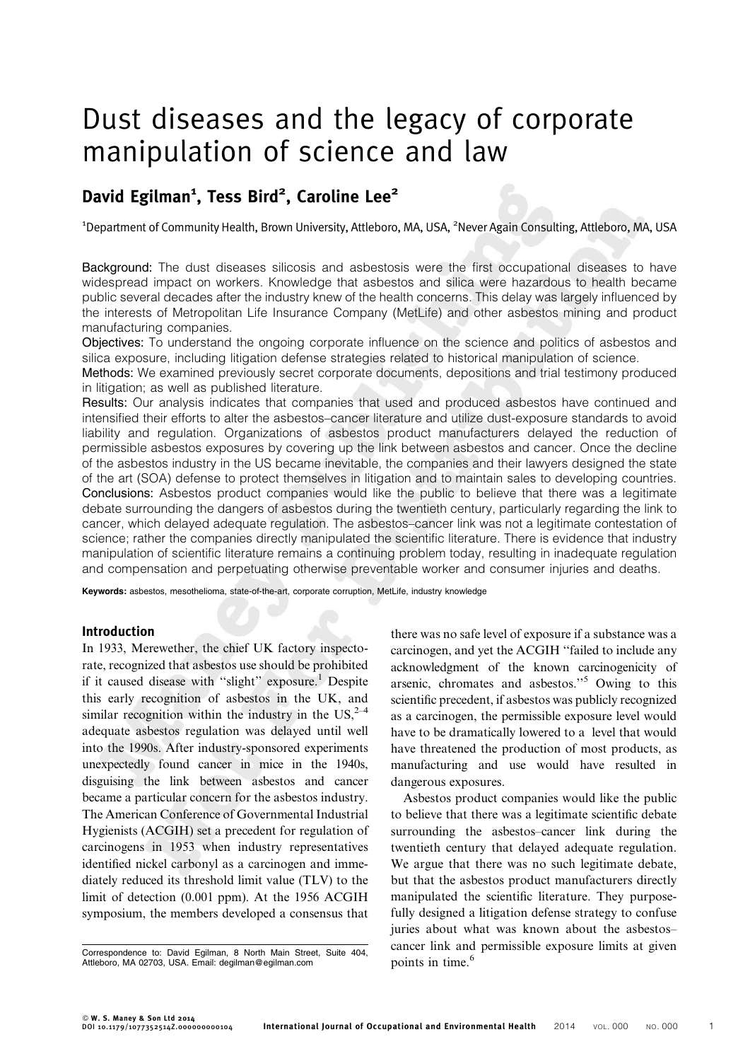# Dust diseases and the legacy of corporate manipulation of science and law

## David Egilman[1], Tess Bird[2], Caroline Lee[2]

[1]Department of Community Health, Brown University, Attleboro, MA, USA, [2]Never Again Consulting, Attleboro, MA, USA

**Background:** The dust diseases silicosis and asbestosis were the first occupational diseases to have widespread impact on workers. Knowledge that asbestos and silica were hazardous to health became public several decades after the industry knew of the health concerns. This delay was largely influenced by the interests of Metropolitan Life Insurance Company (MetLife) and other asbestos mining and product manufacturing companies.

**Objectives:** To understand the ongoing corporate influence on the science and politics of asbestos and silica exposure, including litigation defense strategies related to historical manipulation of science.

**Methods:** We examined previously secret corporate documents, depositions and trial testimony produced in litigation; as well as published literature.

**Results:** Our analysis indicates that companies that used and produced asbestos have continued and intensified their efforts to alter the asbestos–cancer literature and utilize dust-exposure standards to avoid liability and regulation. Organizations of asbestos product manufacturers delayed the reduction of permissible asbestos exposures by covering up the link between asbestos and cancer. Once the decline of the asbestos industry in the US became inevitable, the companies and their lawyers designed the state of the art (SOA) defense to protect themselves in litigation and to maintain sales to developing countries.

**Conclusions:** Asbestos product companies would like the public to believe that there was a legitimate debate surrounding the dangers of asbestos during the twentieth century, particularly regarding the link to cancer, which delayed adequate regulation. The asbestos–cancer link was not a legitimate contestation of science; rather the companies directly manipulated the scientific literature. There is evidence that industry manipulation of scientific literature remains a continuing problem today, resulting in inadequate regulation and compensation and perpetuating otherwise preventable worker and consumer injuries and deaths.

**Keywords:** asbestos, mesothelioma, state-of-the-art, corporate corruption, MetLife, industry knowledge

## Introduction

In 1933, Merewether, the chief UK factory inspectorate, recognized that asbestos use should be prohibited if it caused disease with ''slight'' exposure.[1] Despite this early recognition of asbestos in the UK, and similar recognition within the industry in the US,[2–4] adequate asbestos regulation was delayed until well into the 1990s. After industry-sponsored experiments unexpectedly found cancer in mice in the 1940s, disguising the link between asbestos and cancer became a particular concern for the asbestos industry. The American Conference of Governmental Industrial Hygienists (ACGIH) set a precedent for regulation of carcinogens in 1953 when industry representatives identified nickel carbonyl as a carcinogen and immediately reduced its threshold limit value (TLV) to the limit of detection (0.001 ppm). At the 1956 ACGIH symposium, the members developed a consensus that there was no safe level of exposure if a substance was a carcinogen, and yet the ACGIH ''failed to include any acknowledgment of the known carcinogenicity of arsenic, chromates and asbestos.''[5] Owing to this scientific precedent, if asbestos was publicly recognized as a carcinogen, the permissible exposure level would have to be dramatically lowered to a level that would have threatened the production of most products, as manufacturing and use would have resulted in dangerous exposures.

Asbestos product companies would like the public to believe that there was a legitimate scientific debate surrounding the asbestos–cancer link during the twentieth century that delayed adequate regulation. We argue that there was no such legitimate debate, but that the asbestos product manufacturers directly manipulated the scientific literature. They purposefully designed a litigation defense strategy to confuse juries about what was known about the asbestos–cancer link and permissible exposure limits at given points in time.[6]

Correspondence to: David Egilman, 8 North Main Street, Suite 404, Attleboro, MA 02703, USA. Email: degilman@egilman.com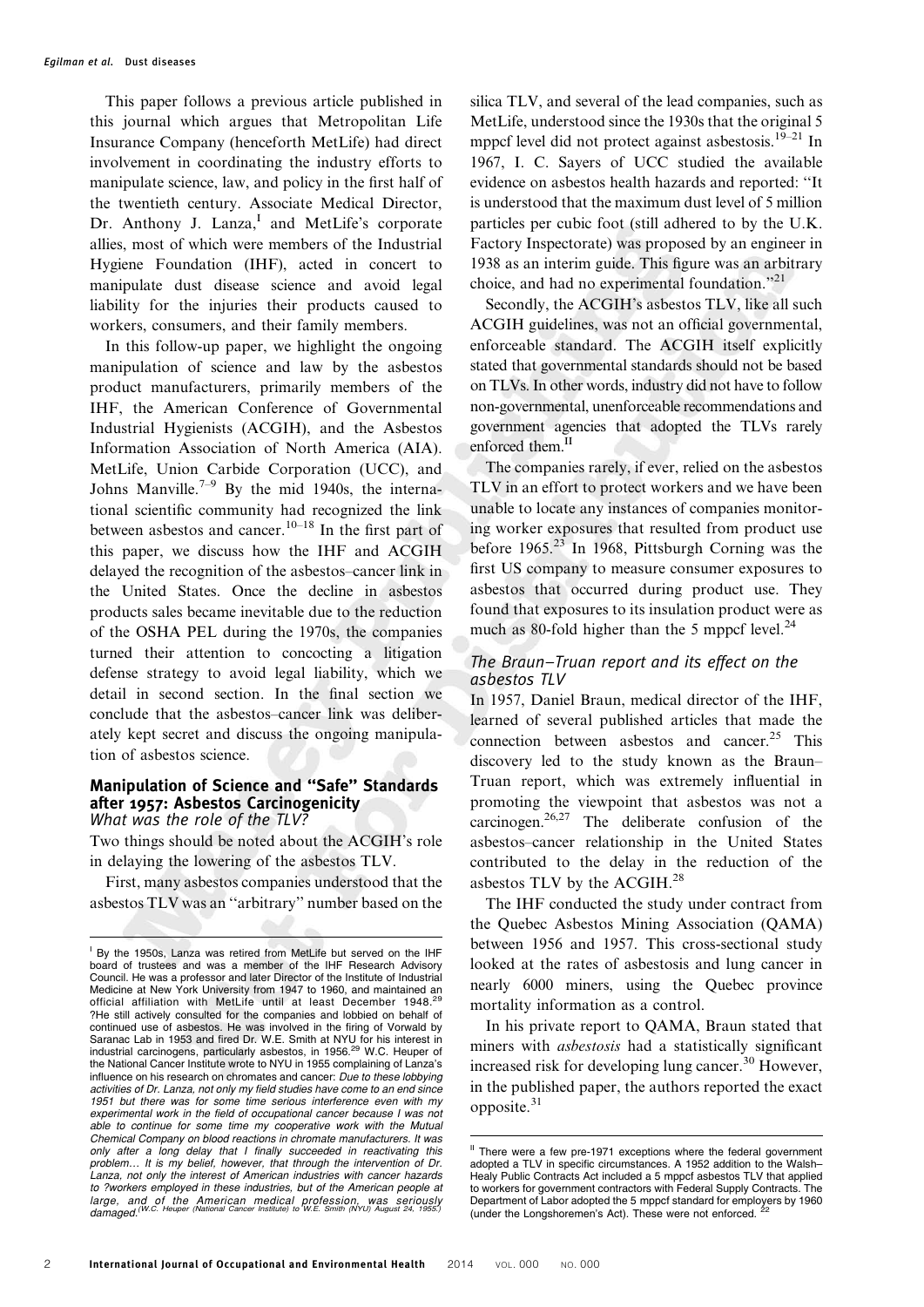This paper follows a previous article published in this journal which argues that Metropolitan Life Insurance Company (henceforth MetLife) had direct involvement in coordinating the industry efforts to manipulate science, law, and policy in the first half of the twentieth century. Associate Medical Director, Dr. Anthony J. Lanza,[I] and MetLife's corporate allies, most of which were members of the Industrial Hygiene Foundation (IHF), acted in concert to manipulate dust disease science and avoid legal liability for the injuries their products caused to workers, consumers, and their family members.

In this follow-up paper, we highlight the ongoing manipulation of science and law by the asbestos product manufacturers, primarily members of the IHF, the American Conference of Governmental Industrial Hygienists (ACGIH), and the Asbestos Information Association of North America (AIA). MetLife, Union Carbide Corporation (UCC), and Johns Manville.[7–9] By the mid 1940s, the international scientific community had recognized the link between asbestos and cancer.[10–18] In the first part of this paper, we discuss how the IHF and ACGIH delayed the recognition of the asbestos–cancer link in the United States. Once the decline in asbestos products sales became inevitable due to the reduction of the OSHA PEL during the 1970s, the companies turned their attention to concocting a litigation defense strategy to avoid legal liability, which we detail in second section. In the final section we conclude that the asbestos–cancer link was deliberately kept secret and discuss the ongoing manipulation of asbestos science.

## Manipulation of Science and "Safe" Standards after 1957: Asbestos Carcinogenicity

### *What was the role of the TLV?*

Two things should be noted about the ACGIH's role in delaying the lowering of the asbestos TLV.

First, many asbestos companies understood that the asbestos TLV was an "arbitrary" number based on the silica TLV, and several of the lead companies, such as MetLife, understood since the 1930s that the original 5 mppcf level did not protect against asbestosis.[19–21] In 1967, I. C. Sayers of UCC studied the available evidence on asbestos health hazards and reported: "It is understood that the maximum dust level of 5 million particles per cubic foot (still adhered to by the U.K. Factory Inspectorate) was proposed by an engineer in 1938 as an interim guide. This figure was an arbitrary choice, and had no experimental foundation."[21]

Secondly, the ACGIH's asbestos TLV, like all such ACGIH guidelines, was not an official governmental, enforceable standard. The ACGIH itself explicitly stated that governmental standards should not be based on TLVs. In other words, industry did not have to follow non-governmental, unenforceable recommendations and government agencies that adopted the TLVs rarely enforced them.[II]

The companies rarely, if ever, relied on the asbestos TLV in an effort to protect workers and we have been unable to locate any instances of companies monitoring worker exposures that resulted from product use before 1965.[23] In 1968, Pittsburgh Corning was the first US company to measure consumer exposures to asbestos that occurred during product use. They found that exposures to its insulation product were as much as 80-fold higher than the 5 mppcf level.[24]

### *The Braun–Truan report and its effect on the asbestos TLV*

In 1957, Daniel Braun, medical director of the IHF, learned of several published articles that made the connection between asbestos and cancer.[25] This discovery led to the study known as the Braun–Truan report, which was extremely influential in promoting the viewpoint that asbestos was not a carcinogen.[26,27] The deliberate confusion of the asbestos–cancer relationship in the United States contributed to the delay in the reduction of the asbestos TLV by the ACGIH.[28]

The IHF conducted the study under contract from the Quebec Asbestos Mining Association (QAMA) between 1956 and 1957. This cross-sectional study looked at the rates of asbestosis and lung cancer in nearly 6000 miners, using the Quebec province mortality information as a control.

In his private report to QAMA, Braun stated that miners with *asbestosis* had a statistically significant increased risk for developing lung cancer.[30] However, in the published paper, the authors reported the exact opposite.[31]

---

[I] By the 1950s, Lanza was retired from MetLife but served on the IHF board of trustees and was a member of the IHF Research Advisory Council. He was a professor and later Director of the Institute of Industrial Medicine at New York University from 1947 to 1960, and maintained an official affiliation with MetLife until at least December 1948.[29] ?He still actively consulted for the companies and lobbied on behalf of continued use of asbestos. He was involved in the firing of Vorwald by Saranac Lab in 1953 and fired Dr. W.E. Smith at NYU for his interest in industrial carcinogens, particularly asbestos, in 1956.[29] W.C. Heuper of the National Cancer Institute wrote to NYU in 1955 complaining of Lanza's influence on his research on chromates and cancer: *Due to these lobbying activities of Dr. Lanza, not only my field studies have come to an end since 1951 but there was for some time serious interference even with my experimental work in the field of occupational cancer because I was not able to continue for some time my cooperative work with the Mutual Chemical Company on blood reactions in chromate manufacturers. It was only after a long delay that I finally succeeded in reactivating this problem… It is my belief, however, that through the intervention of Dr. Lanza, not only the interest of American industries with cancer hazards to ?workers employed in these industries, but of the American people at large, and of the American medical profession, was seriously damaged.*(W.C. Heuper (National Cancer Institute) to W.E. Smith (NYU) August 24, 1955.)

[II] There were a few pre-1971 exceptions where the federal government adopted a TLV in specific circumstances. A 1952 addition to the Walsh–Healy Public Contracts Act included a 5 mppcf asbestos TLV that applied to workers for government contractors with Federal Supply Contracts. The Department of Labor adopted the 5 mppcf standard for employers by 1960 (under the Longshoremen's Act). These were not enforced.[22]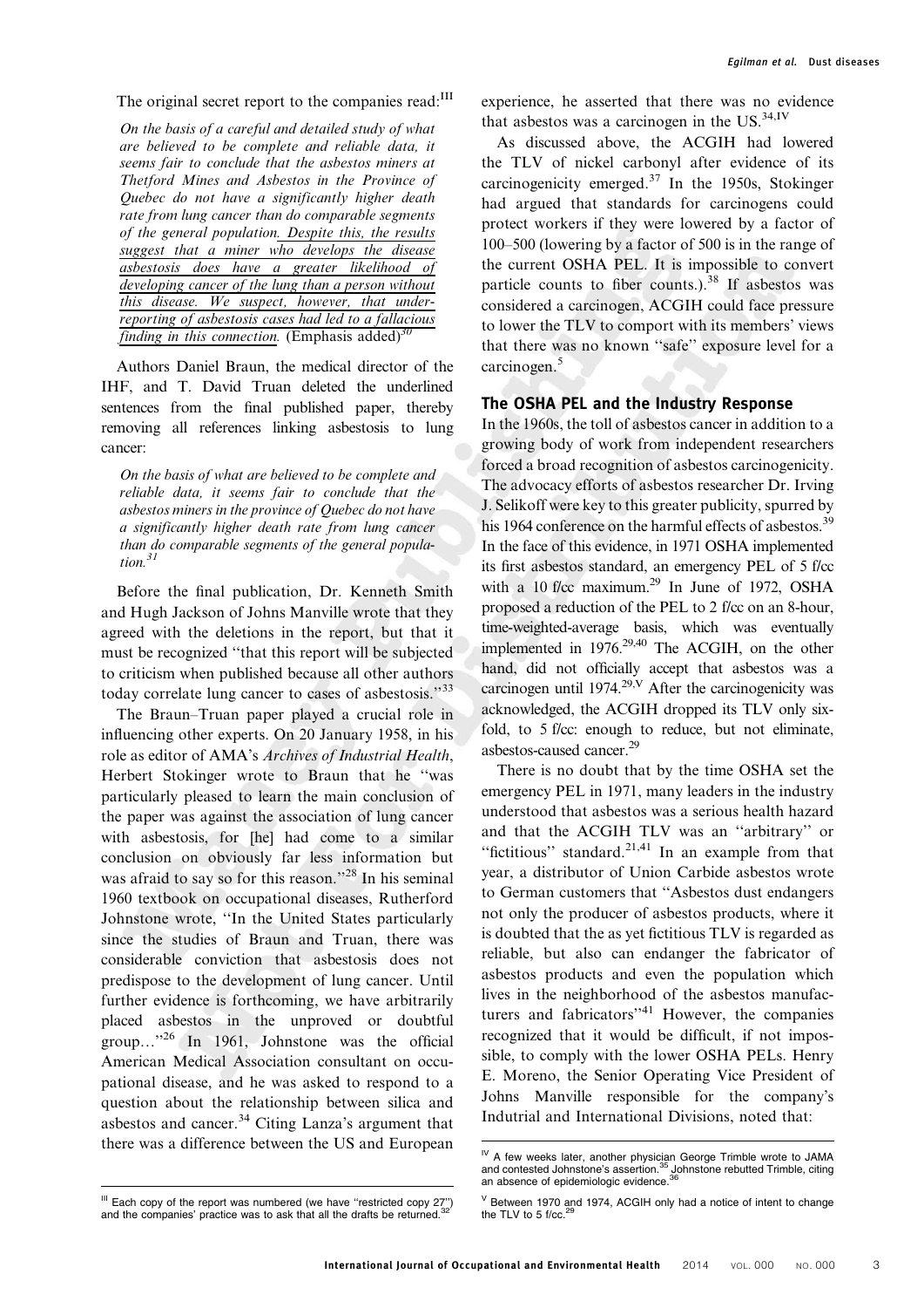The original secret report to the companies read:[III]

> *On the basis of a careful and detailed study of what are believed to be complete and reliable data, it seems fair to conclude that the asbestos miners at Thetford Mines and Asbestos in the Province of Quebec do not have a significantly higher death rate from lung cancer than do comparable segments of the general population. <u>Despite this, the results suggest that a miner who develops the disease asbestosis does have a greater likelihood of developing cancer of the lung than a person without this disease. We suspect, however, that under-reporting of asbestosis cases had led to a fallacious finding in this connection.</u>* (Emphasis added)[30]

Authors Daniel Braun, the medical director of the IHF, and T. David Truan deleted the underlined sentences from the final published paper, thereby removing all references linking asbestosis to lung cancer:

> *On the basis of what are believed to be complete and reliable data, it seems fair to conclude that the asbestos miners in the province of Quebec do not have a significantly higher death rate from lung cancer than do comparable segments of the general population.*[31]

Before the final publication, Dr. Kenneth Smith and Hugh Jackson of Johns Manville wrote that they agreed with the deletions in the report, but that it must be recognized "that this report will be subjected to criticism when published because all other authors today correlate lung cancer to cases of asbestosis."[33]

The Braun–Truan paper played a crucial role in influencing other experts. On 20 January 1958, in his role as editor of AMA's *Archives of Industrial Health*, Herbert Stokinger wrote to Braun that he "was particularly pleased to learn the main conclusion of the paper was against the association of lung cancer with asbestosis, for [he] had come to a similar conclusion on obviously far less information but was afraid to say so for this reason."[28] In his seminal 1960 textbook on occupational diseases, Rutherford Johnstone wrote, "In the United States particularly since the studies of Braun and Truan, there was considerable conviction that asbestosis does not predispose to the development of lung cancer. Until further evidence is forthcoming, we have arbitrarily placed asbestos in the unproved or doubtful group…"[26] In 1961, Johnstone was the official American Medical Association consultant on occupational disease, and he was asked to respond to a question about the relationship between silica and asbestos and cancer.[34] Citing Lanza's argument that there was a difference between the US and European experience, he asserted that there was no evidence that asbestos was a carcinogen in the US.[34,IV]

As discussed above, the ACGIH had lowered the TLV of nickel carbonyl after evidence of its carcinogenicity emerged.[37] In the 1950s, Stokinger had argued that standards for carcinogens could protect workers if they were lowered by a factor of 100–500 (lowering by a factor of 500 is in the range of the current OSHA PEL. It is impossible to convert particle counts to fiber counts.).[38] If asbestos was considered a carcinogen, ACGIH could face pressure to lower the TLV to comport with its members' views that there was no known "safe" exposure level for a carcinogen.[5]

## The OSHA PEL and the Industry Response

In the 1960s, the toll of asbestos cancer in addition to a growing body of work from independent researchers forced a broad recognition of asbestos carcinogenicity. The advocacy efforts of asbestos researcher Dr. Irving J. Selikoff were key to this greater publicity, spurred by his 1964 conference on the harmful effects of asbestos.[39] In the face of this evidence, in 1971 OSHA implemented its first asbestos standard, an emergency PEL of 5 f/cc with a 10 f/cc maximum.[29] In June of 1972, OSHA proposed a reduction of the PEL to 2 f/cc on an 8-hour, time-weighted-average basis, which was eventually implemented in 1976.[29,40] The ACGIH, on the other hand, did not officially accept that asbestos was a carcinogen until 1974.[29,V] After the carcinogenicity was acknowledged, the ACGIH dropped its TLV only six-fold, to 5 f/cc: enough to reduce, but not eliminate, asbestos-caused cancer.[29]

There is no doubt that by the time OSHA set the emergency PEL in 1971, many leaders in the industry understood that asbestos was a serious health hazard and that the ACGIH TLV was an "arbitrary" or "fictitious" standard.[21,41] In an example from that year, a distributor of Union Carbide asbestos wrote to German customers that "Asbestos dust endangers not only the producer of asbestos products, where it is doubted that the as yet fictitious TLV is regarded as reliable, but also can endanger the fabricator of asbestos products and even the population which lives in the neighborhood of the asbestos manufacturers and fabricators"[41] However, the companies recognized that it would be difficult, if not impossible, to comply with the lower OSHA PELs. Henry E. Moreno, the Senior Operating Vice President of Johns Manville responsible for the company's Indutrial and International Divisions, noted that:

---

[III] Each copy of the report was numbered (we have "restricted copy 27") and the companies' practice was to ask that all the drafts be returned.[32]

[IV] A few weeks later, another physician George Trimble wrote to JAMA and contested Johnstone's assertion.[35] Johnstone rebutted Trimble, citing an absence of epidemiologic evidence.[36]

[V] Between 1970 and 1974, ACGIH only had a notice of intent to change the TLV to 5 f/cc.[29]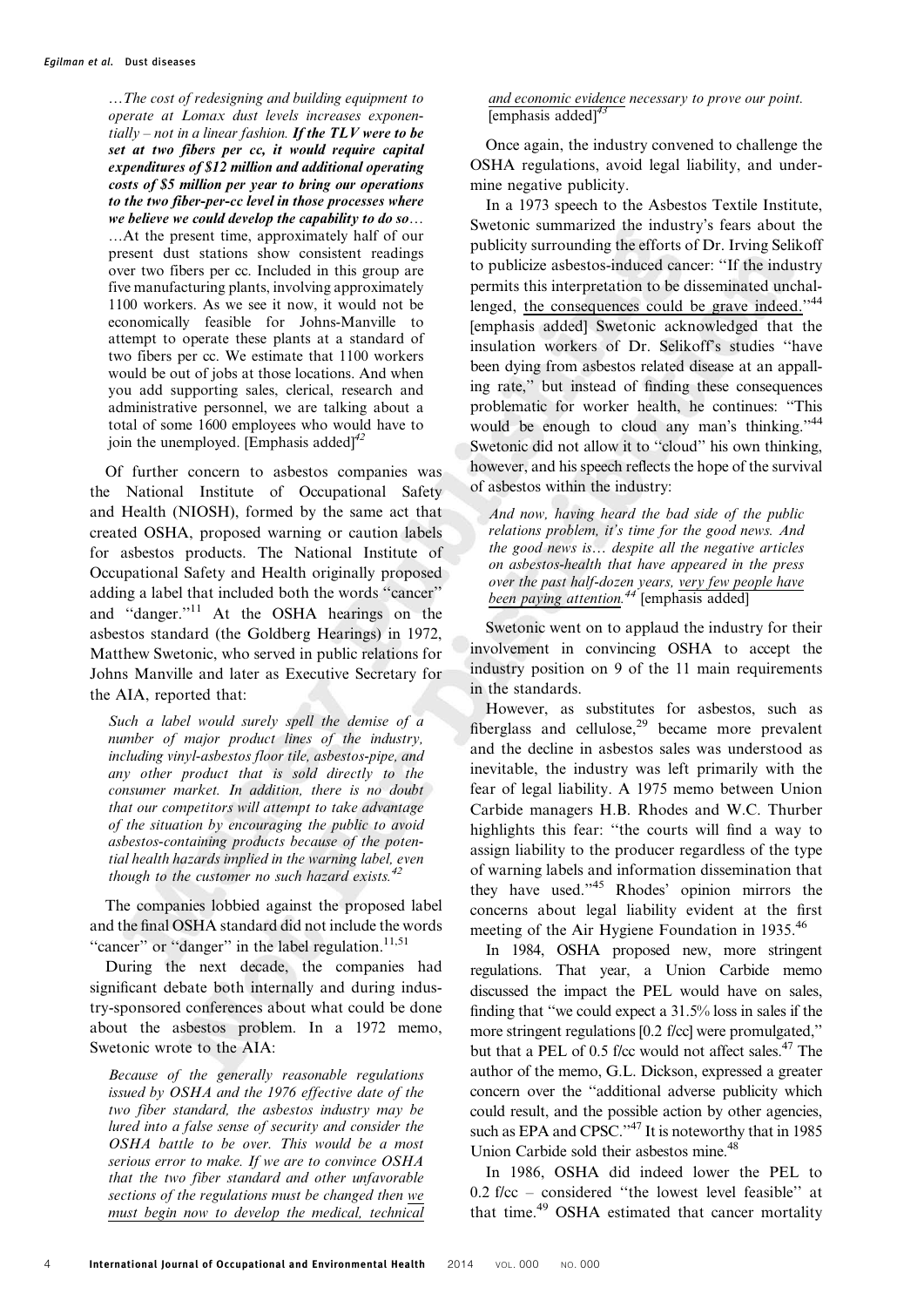*…The cost of redesigning and building equipment to operate at Lomax dust levels increases exponentially – not in a linear fashion.* ***If the TLV were to be set at two fibers per cc, it would require capital expenditures of $12 million and additional operating costs of $5 million per year to bring our operations to the two fiber-per-cc level in those processes where we believe we could develop the capability to do so…***

…At the present time, approximately half of our present dust stations show consistent readings over two fibers per cc. Included in this group are five manufacturing plants, involving approximately 1100 workers. As we see it now, it would not be economically feasible for Johns-Manville to attempt to operate these plants at a standard of two fibers per cc. We estimate that 1100 workers would be out of jobs at those locations. And when you add supporting sales, clerical, research and administrative personnel, we are talking about a total of some 1600 employees who would have to join the unemployed. [Emphasis added][42]

Of further concern to asbestos companies was the National Institute of Occupational Safety and Health (NIOSH), formed by the same act that created OSHA, proposed warning or caution labels for asbestos products. The National Institute of Occupational Safety and Health originally proposed adding a label that included both the words "cancer" and "danger."[11] At the OSHA hearings on the asbestos standard (the Goldberg Hearings) in 1972, Matthew Swetonic, who served in public relations for Johns Manville and later as Executive Secretary for the AIA, reported that:

*Such a label would surely spell the demise of a number of major product lines of the industry, including vinyl-asbestos floor tile, asbestos-pipe, and any other product that is sold directly to the consumer market. In addition, there is no doubt that our competitors will attempt to take advantage of the situation by encouraging the public to avoid asbestos-containing products because of the potential health hazards implied in the warning label, even though to the customer no such hazard exists.*[42]

The companies lobbied against the proposed label and the final OSHA standard did not include the words "cancer" or "danger" in the label regulation.[11,51]

During the next decade, the companies had significant debate both internally and during industry-sponsored conferences about what could be done about the asbestos problem. In a 1972 memo, Swetonic wrote to the AIA:

*Because of the generally reasonable regulations issued by OSHA and the 1976 effective date of the two fiber standard, the asbestos industry may be lured into a false sense of security and consider the OSHA battle to be over. This would be a most serious error to make. If we are to convince OSHA that the two fiber standard and other unfavorable sections of the regulations must be changed then we must begin now to develop the medical, technical and economic evidence necessary to prove our point.* [emphasis added][43]

Once again, the industry convened to challenge the OSHA regulations, avoid legal liability, and undermine negative publicity.

In a 1973 speech to the Asbestos Textile Institute, Swetonic summarized the industry's fears about the publicity surrounding the efforts of Dr. Irving Selikoff to publicize asbestos-induced cancer: "If the industry permits this interpretation to be disseminated unchallenged, the consequences could be grave indeed."[44] [emphasis added] Swetonic acknowledged that the insulation workers of Dr. Selikoff's studies "have been dying from asbestos related disease at an appalling rate," but instead of finding these consequences problematic for worker health, he continues: "This would be enough to cloud any man's thinking."[44] Swetonic did not allow it to "cloud" his own thinking, however, and his speech reflects the hope of the survival of asbestos within the industry:

*And now, having heard the bad side of the public relations problem, it's time for the good news. And the good news is… despite all the negative articles on asbestos-health that have appeared in the press over the past half-dozen years, very few people have been paying attention.*[44] [emphasis added]

Swetonic went on to applaud the industry for their involvement in convincing OSHA to accept the industry position on 9 of the 11 main requirements in the standards.

However, as substitutes for asbestos, such as fiberglass and cellulose,[29] became more prevalent and the decline in asbestos sales was understood as inevitable, the industry was left primarily with the fear of legal liability. A 1975 memo between Union Carbide managers H.B. Rhodes and W.C. Thurber highlights this fear: "the courts will find a way to assign liability to the producer regardless of the type of warning labels and information dissemination that they have used."[45] Rhodes' opinion mirrors the concerns about legal liability evident at the first meeting of the Air Hygiene Foundation in 1935.[46]

In 1984, OSHA proposed new, more stringent regulations. That year, a Union Carbide memo discussed the impact the PEL would have on sales, finding that "we could expect a 31.5% loss in sales if the more stringent regulations [0.2 f/cc] were promulgated," but that a PEL of 0.5 f/cc would not affect sales.[47] The author of the memo, G.L. Dickson, expressed a greater concern over the "additional adverse publicity which could result, and the possible action by other agencies, such as EPA and CPSC."[47] It is noteworthy that in 1985 Union Carbide sold their asbestos mine.[48]

In 1986, OSHA did indeed lower the PEL to 0.2 f/cc – considered "the lowest level feasible" at that time.[49] OSHA estimated that cancer mortality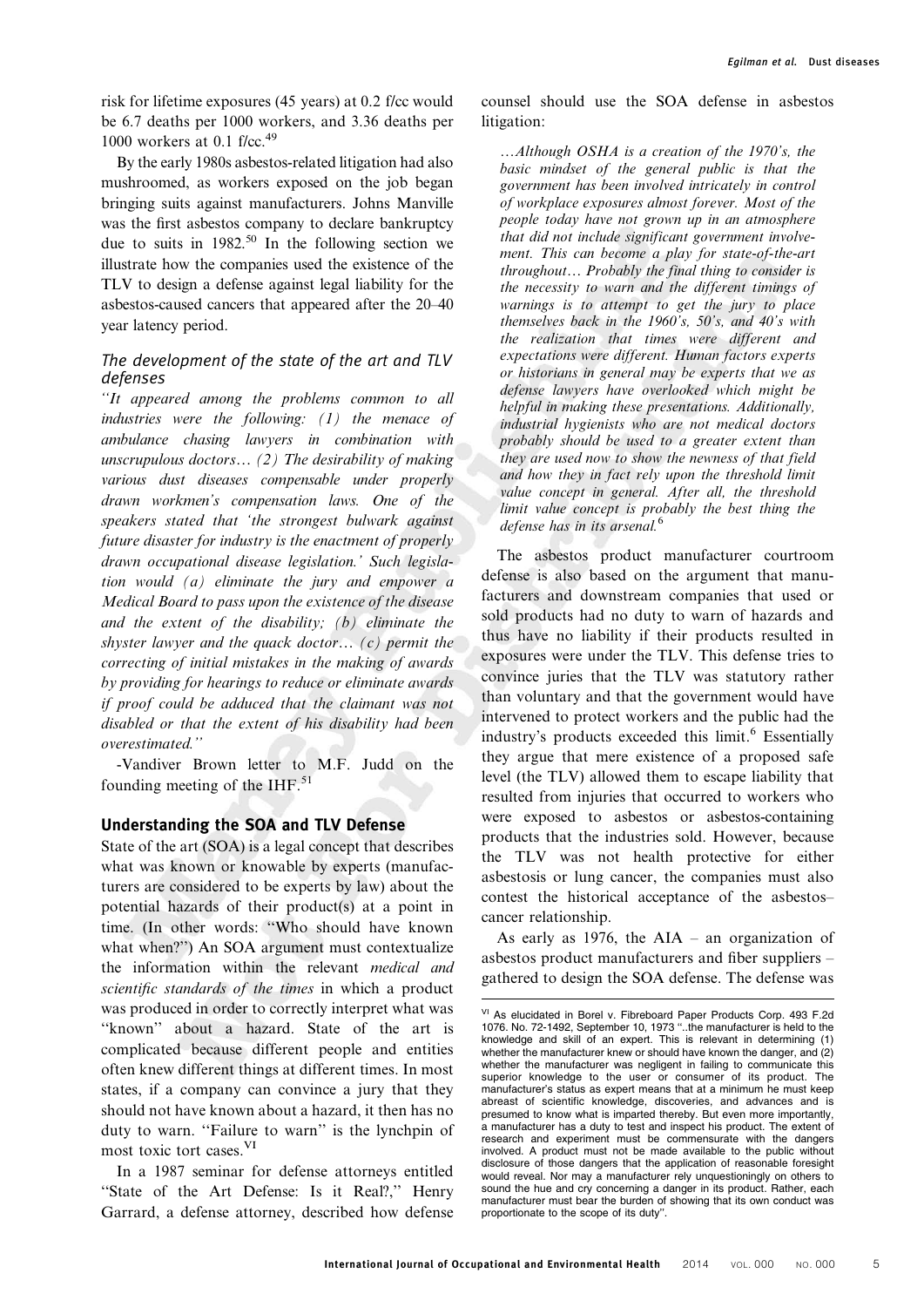risk for lifetime exposures (45 years) at 0.2 f/cc would be 6.7 deaths per 1000 workers, and 3.36 deaths per 1000 workers at 0.1 f/cc.[49]

By the early 1980s asbestos-related litigation had also mushroomed, as workers exposed on the job began bringing suits against manufacturers. Johns Manville was the first asbestos company to declare bankruptcy due to suits in 1982.[50] In the following section we illustrate how the companies used the existence of the TLV to design a defense against legal liability for the asbestos-caused cancers that appeared after the 20–40 year latency period.

### The development of the state of the art and TLV defenses

*"It appeared among the problems common to all industries were the following: (1) the menace of ambulance chasing lawyers in combination with unscrupulous doctors… (2) The desirability of making various dust diseases compensable under properly drawn workmen's compensation laws. One of the speakers stated that 'the strongest bulwark against future disaster for industry is the enactment of properly drawn occupational disease legislation.' Such legislation would (a) eliminate the jury and empower a Medical Board to pass upon the existence of the disease and the extent of the disability; (b) eliminate the shyster lawyer and the quack doctor… (c) permit the correcting of initial mistakes in the making of awards by providing for hearings to reduce or eliminate awards if proof could be adduced that the claimant was not disabled or that the extent of his disability had been overestimated."*

-Vandiver Brown letter to M.F. Judd on the founding meeting of the IHF.[51]

## Understanding the SOA and TLV Defense

State of the art (SOA) is a legal concept that describes what was known or knowable by experts (manufacturers are considered to be experts by law) about the potential hazards of their product(s) at a point in time. (In other words: "Who should have known what when?") An SOA argument must contextualize the information within the relevant *medical and scientific standards of the times* in which a product was produced in order to correctly interpret what was "known" about a hazard. State of the art is complicated because different people and entities often knew different things at different times. In most states, if a company can convince a jury that they should not have known about a hazard, it then has no duty to warn. "Failure to warn" is the lynchpin of most toxic tort cases.[VI]

In a 1987 seminar for defense attorneys entitled "State of the Art Defense: Is it Real?," Henry Garrard, a defense attorney, described how defense counsel should use the SOA defense in asbestos litigation:

*…Although OSHA is a creation of the 1970's, the basic mindset of the general public is that the government has been involved intricately in control of workplace exposures almost forever. Most of the people today have not grown up in an atmosphere that did not include significant government involvement. This can become a play for state-of-the-art throughout… Probably the final thing to consider is the necessity to warn and the different timings of warnings is to attempt to get the jury to place themselves back in the 1960's, 50's, and 40's with the realization that times were different and expectations were different. Human factors experts or historians in general may be experts that we as defense lawyers have overlooked which might be helpful in making these presentations. Additionally, industrial hygienists who are not medical doctors probably should be used to a greater extent than they are used now to show the newness of that field and how they in fact rely upon the threshold limit value concept in general. After all, the threshold limit value concept is probably the best thing the defense has in its arsenal.*[6]

The asbestos product manufacturer courtroom defense is also based on the argument that manufacturers and downstream companies that used or sold products had no duty to warn of hazards and thus have no liability if their products resulted in exposures were under the TLV. This defense tries to convince juries that the TLV was statutory rather than voluntary and that the government would have intervened to protect workers and the public had the industry's products exceeded this limit.[6] Essentially they argue that mere existence of a proposed safe level (the TLV) allowed them to escape liability that resulted from injuries that occurred to workers who were exposed to asbestos or asbestos-containing products that the industries sold. However, because the TLV was not health protective for either asbestosis or lung cancer, the companies must also contest the historical acceptance of the asbestos–cancer relationship.

As early as 1976, the AIA – an organization of asbestos product manufacturers and fiber suppliers – gathered to design the SOA defense. The defense was

---

[VI] As elucidated in Borel v. Fibreboard Paper Products Corp. 493 F.2d 1076. No. 72-1492, September 10, 1973 "..the manufacturer is held to the knowledge and skill of an expert. This is relevant in determining (1) whether the manufacturer knew or should have known the danger, and (2) whether the manufacturer was negligent in failing to communicate this superior knowledge to the user or consumer of its product. The manufacturer's status as expert means that at a minimum he must keep abreast of scientific knowledge, discoveries, and advances and is presumed to know what is imparted thereby. But even more importantly, a manufacturer has a duty to test and inspect his product. The extent of research and experiment must be commensurate with the dangers involved. A product must not be made available to the public without disclosure of those dangers that the application of reasonable foresight would reveal. Nor may a manufacturer rely unquestioningly on others to sound the hue and cry concerning a danger in its product. Rather, each manufacturer must bear the burden of showing that its own conduct was proportionate to the scope of its duty".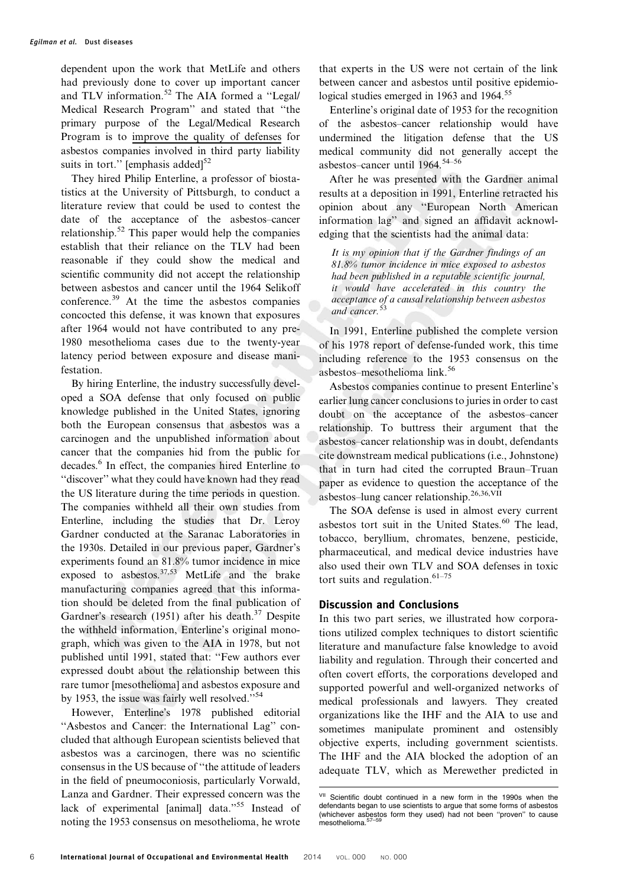dependent upon the work that MetLife and others had previously done to cover up important cancer and TLV information.[52] The AIA formed a "Legal/Medical Research Program" and stated that "the primary purpose of the Legal/Medical Research Program is to improve the quality of defenses for asbestos companies involved in third party liability suits in tort." [emphasis added][52]

They hired Philip Enterline, a professor of biostatistics at the University of Pittsburgh, to conduct a literature review that could be used to contest the date of the acceptance of the asbestos–cancer relationship.[52] This paper would help the companies establish that their reliance on the TLV had been reasonable if they could show the medical and scientific community did not accept the relationship between asbestos and cancer until the 1964 Selikoff conference.[39] At the time the asbestos companies concocted this defense, it was known that exposures after 1964 would not have contributed to any pre-1980 mesothelioma cases due to the twenty-year latency period between exposure and disease manifestation.

By hiring Enterline, the industry successfully developed a SOA defense that only focused on public knowledge published in the United States, ignoring both the European consensus that asbestos was a carcinogen and the unpublished information about cancer that the companies hid from the public for decades.[6] In effect, the companies hired Enterline to "discover" what they could have known had they read the US literature during the time periods in question. The companies withheld all their own studies from Enterline, including the studies that Dr. Leroy Gardner conducted at the Saranac Laboratories in the 1930s. Detailed in our previous paper, Gardner's experiments found an 81.8% tumor incidence in mice exposed to asbestos.[37,53] MetLife and the brake manufacturing companies agreed that this information should be deleted from the final publication of Gardner's research (1951) after his death.[37] Despite the withheld information, Enterline's original monograph, which was given to the AIA in 1978, but not published until 1991, stated that: "Few authors ever expressed doubt about the relationship between this rare tumor [mesothelioma] and asbestos exposure and by 1953, the issue was fairly well resolved."[54]

However, Enterline's 1978 published editorial "Asbestos and Cancer: the International Lag" concluded that although European scientists believed that asbestos was a carcinogen, there was no scientific consensus in the US because of "the attitude of leaders in the field of pneumoconiosis, particularly Vorwald, Lanza and Gardner. Their expressed concern was the lack of experimental [animal] data."[55] Instead of noting the 1953 consensus on mesothelioma, he wrote that experts in the US were not certain of the link between cancer and asbestos until positive epidemiological studies emerged in 1963 and 1964.[55]

Enterline's original date of 1953 for the recognition of the asbestos–cancer relationship would have undermined the litigation defense that the US medical community did not generally accept the asbestos–cancer until 1964.[54–56]

After he was presented with the Gardner animal results at a deposition in 1991, Enterline retracted his opinion about any "European North American information lag" and signed an affidavit acknowledging that the scientists had the animal data:

> *It is my opinion that if the Gardner findings of an 81.8% tumor incidence in mice exposed to asbestos had been published in a reputable scientific journal, it would have accelerated in this country the acceptance of a causal relationship between asbestos and cancer.*[53]

In 1991, Enterline published the complete version of his 1978 report of defense-funded work, this time including reference to the 1953 consensus on the asbestos–mesothelioma link.[56]

Asbestos companies continue to present Enterline's earlier lung cancer conclusions to juries in order to cast doubt on the acceptance of the asbestos–cancer relationship. To buttress their argument that the asbestos–cancer relationship was in doubt, defendants cite downstream medical publications (i.e., Johnstone) that in turn had cited the corrupted Braun–Truan paper as evidence to question the acceptance of the asbestos–lung cancer relationship.[26,36,VII]

The SOA defense is used in almost every current asbestos tort suit in the United States.[60] The lead, tobacco, beryllium, chromates, benzene, pesticide, pharmaceutical, and medical device industries have also used their own TLV and SOA defenses in toxic tort suits and regulation.[61–75]

## Discussion and Conclusions

In this two part series, we illustrated how corporations utilized complex techniques to distort scientific literature and manufacture false knowledge to avoid liability and regulation. Through their concerted and often covert efforts, the corporations developed and supported powerful and well-organized networks of medical professionals and lawyers. They created organizations like the IHF and the AIA to use and sometimes manipulate prominent and ostensibly objective experts, including government scientists. The IHF and the AIA blocked the adoption of an adequate TLV, which as Merewether predicted in

[VII] Scientific doubt continued in a new form in the 1990s when the defendants began to use scientists to argue that some forms of asbestos (whichever asbestos form they used) had not been "proven" to cause mesothelioma.[57–59]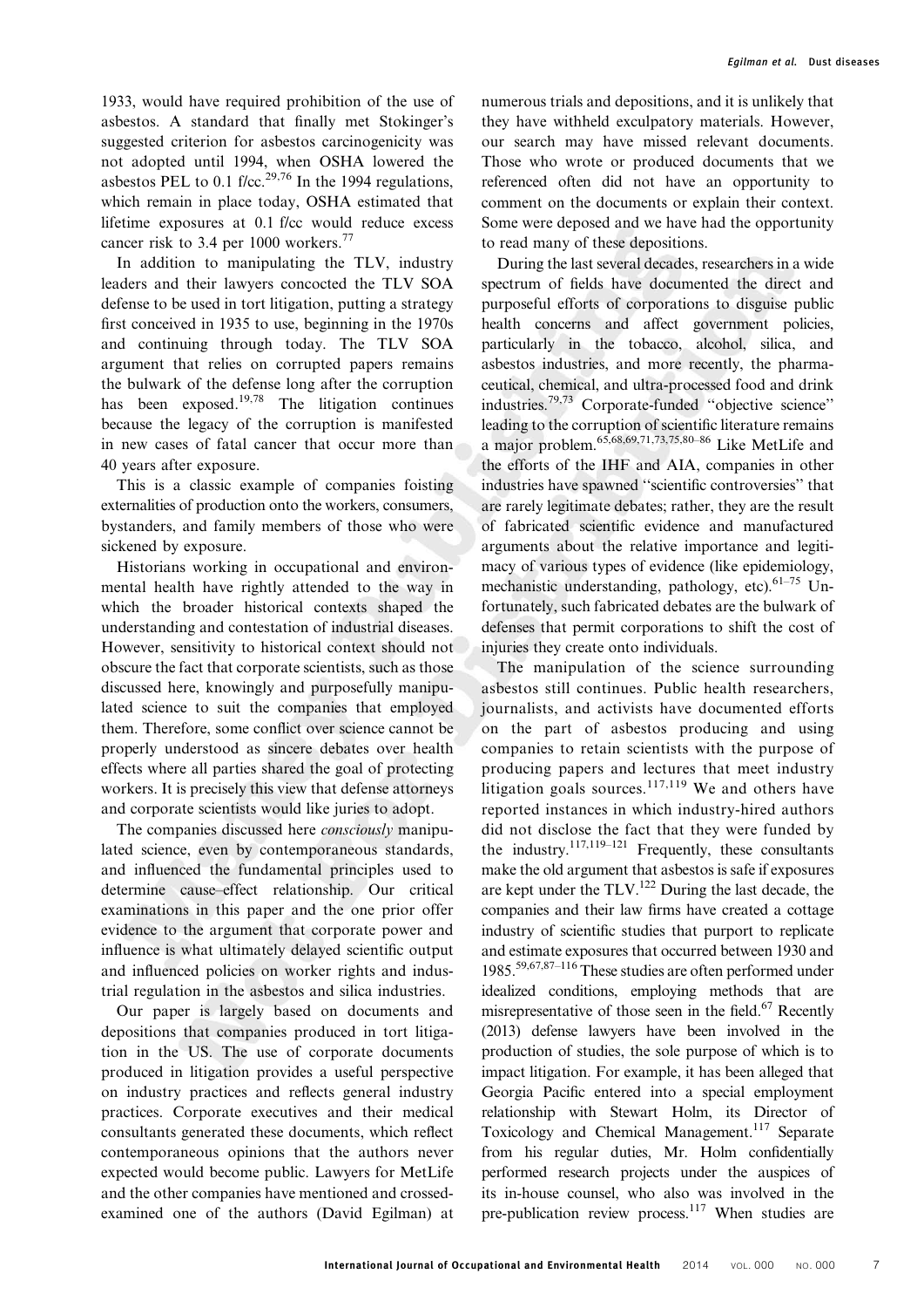1933, would have required prohibition of the use of asbestos. A standard that finally met Stokinger's suggested criterion for asbestos carcinogenicity was not adopted until 1994, when OSHA lowered the asbestos PEL to 0.1 f/cc.[29,76] In the 1994 regulations, which remain in place today, OSHA estimated that lifetime exposures at 0.1 f/cc would reduce excess cancer risk to 3.4 per 1000 workers.[77]

In addition to manipulating the TLV, industry leaders and their lawyers concocted the TLV SOA defense to be used in tort litigation, putting a strategy first conceived in 1935 to use, beginning in the 1970s and continuing through today. The TLV SOA argument that relies on corrupted papers remains the bulwark of the defense long after the corruption has been exposed.[19,78] The litigation continues because the legacy of the corruption is manifested in new cases of fatal cancer that occur more than 40 years after exposure.

This is a classic example of companies foisting externalities of production onto the workers, consumers, bystanders, and family members of those who were sickened by exposure.

Historians working in occupational and environmental health have rightly attended to the way in which the broader historical contexts shaped the understanding and contestation of industrial diseases. However, sensitivity to historical context should not obscure the fact that corporate scientists, such as those discussed here, knowingly and purposefully manipulated science to suit the companies that employed them. Therefore, some conflict over science cannot be properly understood as sincere debates over health effects where all parties shared the goal of protecting workers. It is precisely this view that defense attorneys and corporate scientists would like juries to adopt.

The companies discussed here *consciously* manipulated science, even by contemporaneous standards, and influenced the fundamental principles used to determine cause–effect relationship. Our critical examinations in this paper and the one prior offer evidence to the argument that corporate power and influence is what ultimately delayed scientific output and influenced policies on worker rights and industrial regulation in the asbestos and silica industries.

Our paper is largely based on documents and depositions that companies produced in tort litigation in the US. The use of corporate documents produced in litigation provides a useful perspective on industry practices and reflects general industry practices. Corporate executives and their medical consultants generated these documents, which reflect contemporaneous opinions that the authors never expected would become public. Lawyers for MetLife and the other companies have mentioned and crossed-examined one of the authors (David Egilman) at numerous trials and depositions, and it is unlikely that they have withheld exculpatory materials. However, our search may have missed relevant documents. Those who wrote or produced documents that we referenced often did not have an opportunity to comment on the documents or explain their context. Some were deposed and we have had the opportunity to read many of these depositions.

During the last several decades, researchers in a wide spectrum of fields have documented the direct and purposeful efforts of corporations to disguise public health concerns and affect government policies, particularly in the tobacco, alcohol, silica, and asbestos industries, and more recently, the pharmaceutical, chemical, and ultra-processed food and drink industries.[79,73] Corporate-funded ''objective science'' leading to the corruption of scientific literature remains a major problem.[65,68,69,71,73,75,80–86] Like MetLife and the efforts of the IHF and AIA, companies in other industries have spawned ''scientific controversies'' that are rarely legitimate debates; rather, they are the result of fabricated scientific evidence and manufactured arguments about the relative importance and legitimacy of various types of evidence (like epidemiology, mechanistic understanding, pathology, etc).[61–75] Unfortunately, such fabricated debates are the bulwark of defenses that permit corporations to shift the cost of injuries they create onto individuals.

The manipulation of the science surrounding asbestos still continues. Public health researchers, journalists, and activists have documented efforts on the part of asbestos producing and using companies to retain scientists with the purpose of producing papers and lectures that meet industry litigation goals sources.[117,119] We and others have reported instances in which industry-hired authors did not disclose the fact that they were funded by the industry.[117,119–121] Frequently, these consultants make the old argument that asbestos is safe if exposures are kept under the TLV.[122] During the last decade, the companies and their law firms have created a cottage industry of scientific studies that purport to replicate and estimate exposures that occurred between 1930 and 1985.[59,67,87–116] These studies are often performed under idealized conditions, employing methods that are misrepresentative of those seen in the field.[67] Recently (2013) defense lawyers have been involved in the production of studies, the sole purpose of which is to impact litigation. For example, it has been alleged that Georgia Pacific entered into a special employment relationship with Stewart Holm, its Director of Toxicology and Chemical Management.[117] Separate from his regular duties, Mr. Holm confidentially performed research projects under the auspices of its in-house counsel, who also was involved in the pre-publication review process.[117] When studies are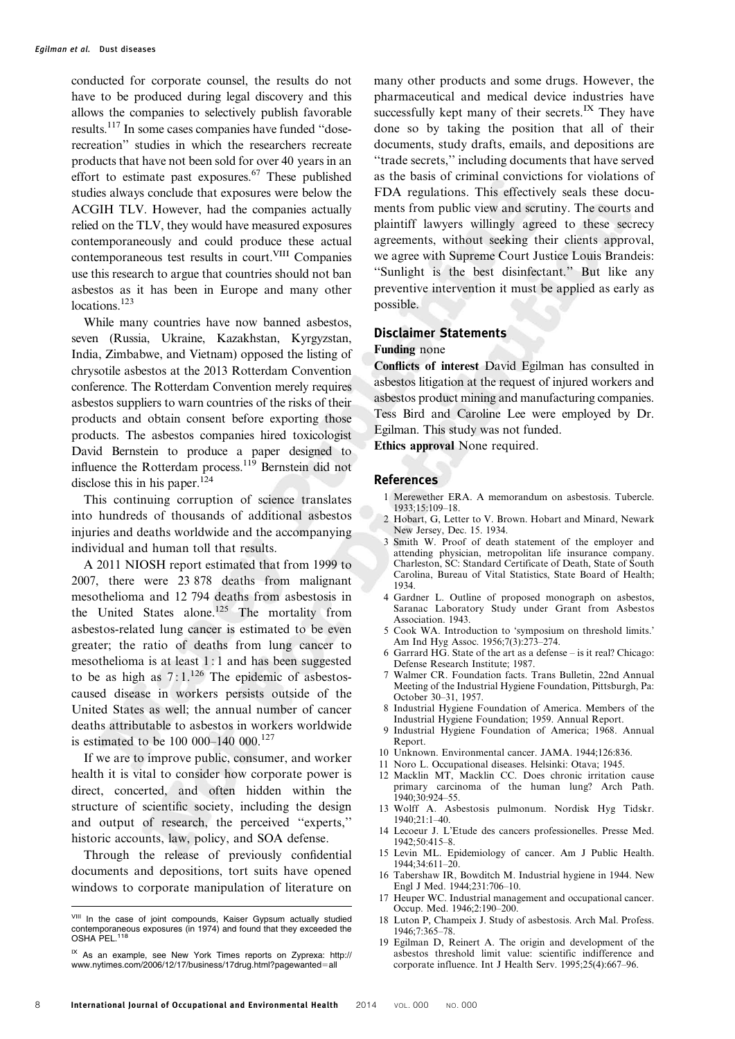conducted for corporate counsel, the results do not have to be produced during legal discovery and this allows the companies to selectively publish favorable results.[117] In some cases companies have funded "dose-recreation" studies in which the researchers recreate products that have not been sold for over 40 years in an effort to estimate past exposures.[67] These published studies always conclude that exposures were below the ACGIH TLV. However, had the companies actually relied on the TLV, they would have measured exposures contemporaneously and could produce these actual contemporaneous test results in court.[VIII] Companies use this research to argue that countries should not ban asbestos as it has been in Europe and many other locations.[123]

While many countries have now banned asbestos, seven (Russia, Ukraine, Kazakhstan, Kyrgyzstan, India, Zimbabwe, and Vietnam) opposed the listing of chrysotile asbestos at the 2013 Rotterdam Convention conference. The Rotterdam Convention merely requires asbestos suppliers to warn countries of the risks of their products and obtain consent before exporting those products. The asbestos companies hired toxicologist David Bernstein to produce a paper designed to influence the Rotterdam process.[119] Bernstein did not disclose this in his paper.[124]

This continuing corruption of science translates into hundreds of thousands of additional asbestos injuries and deaths worldwide and the accompanying individual and human toll that results.

A 2011 NIOSH report estimated that from 1999 to 2007, there were 23 878 deaths from malignant mesothelioma and 12 794 deaths from asbestosis in the United States alone.[125] The mortality from asbestos-related lung cancer is estimated to be even greater; the ratio of deaths from lung cancer to mesothelioma is at least 1 : 1 and has been suggested to be as high as 7 : 1.[126] The epidemic of asbestos-caused disease in workers persists outside of the United States as well; the annual number of cancer deaths attributable to asbestos in workers worldwide is estimated to be 100 000–140 000.[127]

If we are to improve public, consumer, and worker health it is vital to consider how corporate power is direct, concerted, and often hidden within the structure of scientific society, including the design and output of research, the perceived "experts," historic accounts, law, policy, and SOA defense.

Through the release of previously confidential documents and depositions, tort suits have opened windows to corporate manipulation of literature on many other products and some drugs. However, the pharmaceutical and medical device industries have successfully kept many of their secrets.[IX] They have done so by taking the position that all of their documents, study drafts, emails, and depositions are "trade secrets," including documents that have served as the basis of criminal convictions for violations of FDA regulations. This effectively seals these documents from public view and scrutiny. The courts and plaintiff lawyers willingly agreed to these secrecy agreements, without seeking their clients approval, we agree with Supreme Court Justice Louis Brandeis: "Sunlight is the best disinfectant." But like any preventive intervention it must be applied as early as possible.

[VIII] In the case of joint compounds, Kaiser Gypsum actually studied contemporaneous exposures (in 1974) and found that they exceeded the OSHA PEL.[118]

[IX] As an example, see New York Times reports on Zyprexa: http://www.nytimes.com/2006/12/17/business/17drug.html?pagewanted=all

## Disclaimer Statements

**Funding** none

**Conflicts of interest** David Egilman has consulted in asbestos litigation at the request of injured workers and asbestos product mining and manufacturing companies. Tess Bird and Caroline Lee were employed by Dr. Egilman. This study was not funded.

**Ethics approval** None required.

## References

1 Merewether ERA. A memorandum on asbestosis. Tubercle. 1933;15:109–18.
2 Hobart, G, Letter to V. Brown. Hobart and Minard, Newark New Jersey, Dec. 15. 1934.
3 Smith W. Proof of death statement of the employer and attending physician, metropolitan life insurance company. Charleston, SC: Standard Certificate of Death, State of South Carolina, Bureau of Vital Statistics, State Board of Health; 1934.
4 Gardner L. Outline of proposed monograph on asbestos, Saranac Laboratory Study under Grant from Asbestos Association. 1943.
5 Cook WA. Introduction to 'symposium on threshold limits.' Am Ind Hyg Assoc. 1956;7(3):273–274.
6 Garrard HG. State of the art as a defense – is it real? Chicago: Defense Research Institute; 1987.
7 Walmer CR. Foundation facts. Trans Bulletin, 22nd Annual Meeting of the Industrial Hygiene Foundation, Pittsburgh, Pa: October 30–31, 1957.
8 Industrial Hygiene Foundation of America. Members of the Industrial Hygiene Foundation; 1959. Annual Report.
9 Industrial Hygiene Foundation of America; 1968. Annual Report.
10 Unknown. Environmental cancer. JAMA. 1944;126:836.
11 Noro L. Occupational diseases. Helsinki: Otava; 1945.
12 Macklin MT, Macklin CC. Does chronic irritation cause primary carcinoma of the human lung? Arch Path. 1940;30:924–55.
13 Wolff A. Asbestosis pulmonum. Nordisk Hyg Tidskr. 1940;21:1–40.
14 Lecoeur J. L'Etude des cancers professionelles. Presse Med. 1942;50:415–8.
15 Levin ML. Epidemiology of cancer. Am J Public Health. 1944;34:611–20.
16 Tabershaw IR, Bowditch M. Industrial hygiene in 1944. New Engl J Med. 1944;231:706–10.
17 Heuper WC. Industrial management and occupational cancer. Occup. Med. 1946;2:190–200.
18 Luton P, Champeix J. Study of asbestosis. Arch Mal. Profess. 1946;7:365–78.
19 Egilman D, Reinert A. The origin and development of the asbestos threshold limit value: scientific indifference and corporate influence. Int J Health Serv. 1995;25(4):667–96.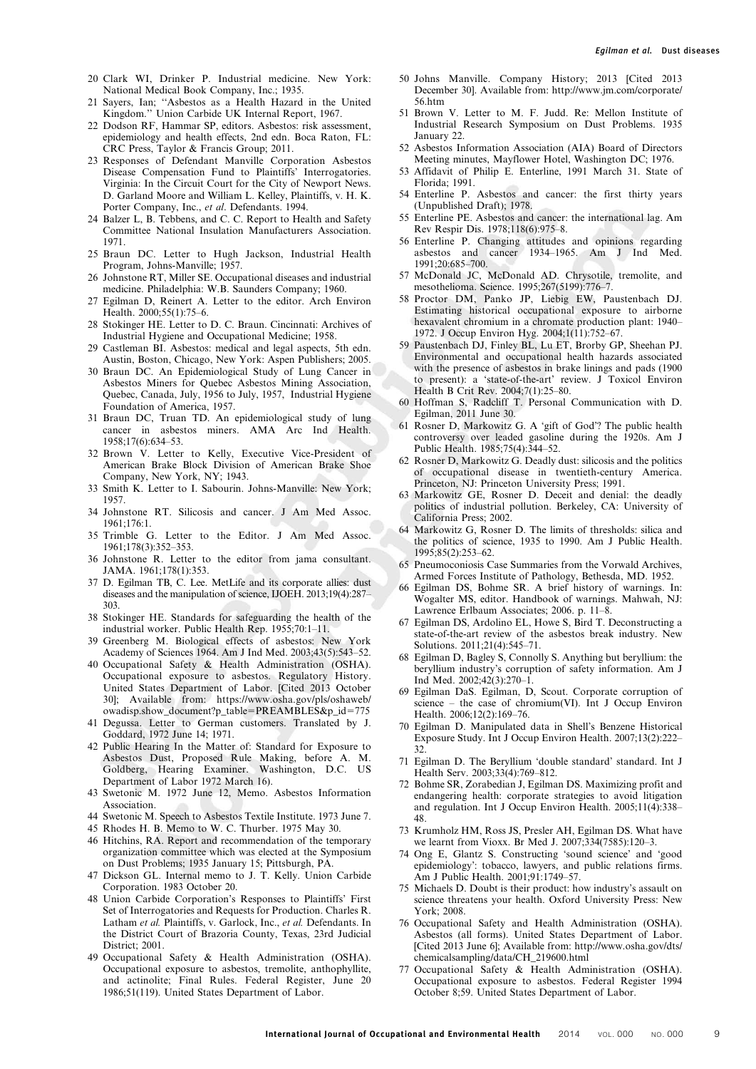20 Clark WI, Drinker P. Industrial medicine. New York: National Medical Book Company, Inc.; 1935.

21 Sayers, Ian; ''Asbestos as a Health Hazard in the United Kingdom.'' Union Carbide UK Internal Report, 1967.

22 Dodson RF, Hammar SP, editors. Asbestos: risk assessment, epidemiology and health effects, 2nd edn. Boca Raton, FL: CRC Press, Taylor & Francis Group; 2011.

23 Responses of Defendant Manville Corporation Asbestos Disease Compensation Fund to Plaintiffs' Interrogatories. Virginia: In the Circuit Court for the City of Newport News. D. Garland Moore and William L. Kelley, Plaintiffs, v. H. K. Porter Company, Inc., *et al*. Defendants. 1994.

24 Balzer L, B. Tebbens, and C. C. Report to Health and Safety Committee National Insulation Manufacturers Association. 1971.

25 Braun DC. Letter to Hugh Jackson, Industrial Health Program, Johns-Manville; 1957.

26 Johnstone RT, Miller SE. Occupational diseases and industrial medicine. Philadelphia: W.B. Saunders Company; 1960.

27 Egilman D, Reinert A. Letter to the editor. Arch Environ Health. 2000;55(1):75–6.

28 Stokinger HE. Letter to D. C. Braun. Cincinnati: Archives of Industrial Hygiene and Occupational Medicine; 1958.

29 Castleman BI. Asbestos: medical and legal aspects, 5th edn. Austin, Boston, Chicago, New York: Aspen Publishers; 2005.

30 Braun DC. An Epidemiological Study of Lung Cancer in Asbestos Miners for Quebec Asbestos Mining Association, Quebec, Canada, July, 1956 to July, 1957, Industrial Hygiene Foundation of America, 1957.

31 Braun DC, Truan TD. An epidemiological study of lung cancer in asbestos miners. AMA Arc Ind Health. 1958;17(6):634–53.

32 Brown V. Letter to Kelly, Executive Vice-President of American Brake Block Division of American Brake Shoe Company, New York, NY; 1943.

33 Smith K. Letter to I. Sabourin. Johns-Manville: New York; 1957.

34 Johnstone RT. Silicosis and cancer. J Am Med Assoc. 1961;176:1.

35 Trimble G. Letter to the Editor. J Am Med Assoc. 1961;178(3):352–353.

36 Johnstone R. Letter to the editor from jama consultant. JAMA. 1961;178(1):353.

37 D. Egilman TB, C. Lee. MetLife and its corporate allies: dust diseases and the manipulation of science, IJOEH. 2013;19(4):287–303.

38 Stokinger HE. Standards for safeguarding the health of the industrial worker. Public Health Rep. 1955;70:1–11.

39 Greenberg M. Biological effects of asbestos: New York Academy of Sciences 1964. Am J Ind Med. 2003;43(5):543–52.

40 Occupational Safety & Health Administration (OSHA). Occupational exposure to asbestos. Regulatory History. United States Department of Labor. [Cited 2013 October 30]; Available from: https://www.osha.gov/pls/oshaweb/owadisp.show_document?p_table=PREAMBLES&p_id=775

41 Degussa. Letter to German customers. Translated by J. Goddard, 1972 June 14; 1971.

42 Public Hearing In the Matter of: Standard for Exposure to Asbestos Dust, Proposed Rule Making, before A. M. Goldberg, Hearing Examiner. Washington, D.C. US Department of Labor 1972 March 16).

43 Swetonic M. 1972 June 12, Memo. Asbestos Information Association.

44 Swetonic M. Speech to Asbestos Textile Institute. 1973 June 7.

45 Rhodes H. B. Memo to W. C. Thurber. 1975 May 30.

46 Hitchins, RA. Report and recommendation of the temporary organization committee which was elected at the Symposium on Dust Problems; 1935 January 15; Pittsburgh, PA.

47 Dickson GL. Internal memo to J. T. Kelly. Union Carbide Corporation. 1983 October 20.

48 Union Carbide Corporation's Responses to Plaintiffs' First Set of Interrogatories and Requests for Production. Charles R. Latham *et al.* Plaintiffs, v. Garlock, Inc., *et al.* Defendants. In the District Court of Brazoria County, Texas, 23rd Judicial District; 2001.

49 Occupational Safety & Health Administration (OSHA). Occupational exposure to asbestos, tremolite, anthophyllite, and actinolite; Final Rules. Federal Register, June 20 1986;51(119). United States Department of Labor.

50 Johns Manville. Company History; 2013 [Cited 2013 December 30]. Available from: http://www.jm.com/corporate/56.htm

51 Brown V. Letter to M. F. Judd. Re: Mellon Institute of Industrial Research Symposium on Dust Problems. 1935 January 22.

52 Asbestos Information Association (AIA) Board of Directors Meeting minutes, Mayflower Hotel, Washington DC; 1976.

53 Affidavit of Philip E. Enterline, 1991 March 31. State of Florida; 1991.

54 Enterline P. Asbestos and cancer: the first thirty years (Unpublished Draft); 1978.

55 Enterline PE. Asbestos and cancer: the international lag. Am Rev Respir Dis. 1978;118(6):975–8.

56 Enterline P. Changing attitudes and opinions regarding asbestos and cancer 1934–1965. Am J Ind Med. 1991;20:685–700.

57 McDonald JC, McDonald AD. Chrysotile, tremolite, and mesothelioma. Science. 1995;267(5199):776–7.

58 Proctor DM, Panko JP, Liebig EW, Paustenbach DJ. Estimating historical occupational exposure to airborne hexavalent chromium in a chromate production plant: 1940–1972. J Occup Environ Hyg. 2004;1(11):752–67.

59 Paustenbach DJ, Finley BL, Lu ET, Brorby GP, Sheehan PJ. Environmental and occupational health hazards associated with the presence of asbestos in brake linings and pads (1900 to present): a 'state-of-the-art' review. J Toxicol Environ Health B Crit Rev. 2004;7(1):25–80.

60 Hoffman S, Radcliff T. Personal Communication with D. Egilman, 2011 June 30.

61 Rosner D, Markowitz G. A 'gift of God'? The public health controversy over leaded gasoline during the 1920s. Am J Public Health. 1985;75(4):344–52.

62 Rosner D, Markowitz G. Deadly dust: silicosis and the politics of occupational disease in twentieth-century America. Princeton, NJ: Princeton University Press; 1991.

63 Markowitz GE, Rosner D. Deceit and denial: the deadly politics of industrial pollution. Berkeley, CA: University of California Press; 2002.

64 Markowitz G, Rosner D. The limits of thresholds: silica and the politics of science, 1935 to 1990. Am J Public Health. 1995;85(2):253–62.

65 Pneumoconiosis Case Summaries from the Vorwald Archives, Armed Forces Institute of Pathology, Bethesda, MD. 1952.

66 Egilman DS, Bohme SR. A brief history of warnings. In: Wogalter MS, editor. Handbook of warnings. Mahwah, NJ: Lawrence Erlbaum Associates; 2006. p. 11–8.

67 Egilman DS, Ardolino EL, Howe S, Bird T. Deconstructing a state-of-the-art review of the asbestos break industry. New Solutions. 2011;21(4):545–71.

68 Egilman D, Bagley S, Connolly S. Anything but beryllium: the beryllium industry's corruption of safety information. Am J Ind Med. 2002;42(3):270–1.

69 Egilman DaS. Egilman, D, Scout. Corporate corruption of science – the case of chromium(VI). Int J Occup Environ Health. 2006;12(2):169–76.

70 Egilman D. Manipulated data in Shell's Benzene Historical Exposure Study. Int J Occup Environ Health. 2007;13(2):222–32.

71 Egilman D. The Beryllium 'double standard' standard. Int J Health Serv. 2003;33(4):769–812.

72 Bohme SR, Zorabedian J, Egilman DS. Maximizing profit and endangering health: corporate strategies to avoid litigation and regulation. Int J Occup Environ Health. 2005;11(4):338–48.

73 Krumholz HM, Ross JS, Presler AH, Egilman DS. What have we learnt from Vioxx. Br Med J. 2007;334(7585):120–3.

74 Ong E, Glantz S. Constructing 'sound science' and 'good epidemiology': tobacco, lawyers, and public relations firms. Am J Public Health. 2001;91:1749–57.

75 Michaels D. Doubt is their product: how industry's assault on science threatens your health. Oxford University Press: New York; 2008.

76 Occupational Safety and Health Administration (OSHA). Asbestos (all forms). United States Department of Labor. [Cited 2013 June 6]; Available from: http://www.osha.gov/dts/chemicalsampling/data/CH_219600.html

77 Occupational Safety & Health Administration (OSHA). Occupational exposure to asbestos. Federal Register 1994 October 8;59. United States Department of Labor.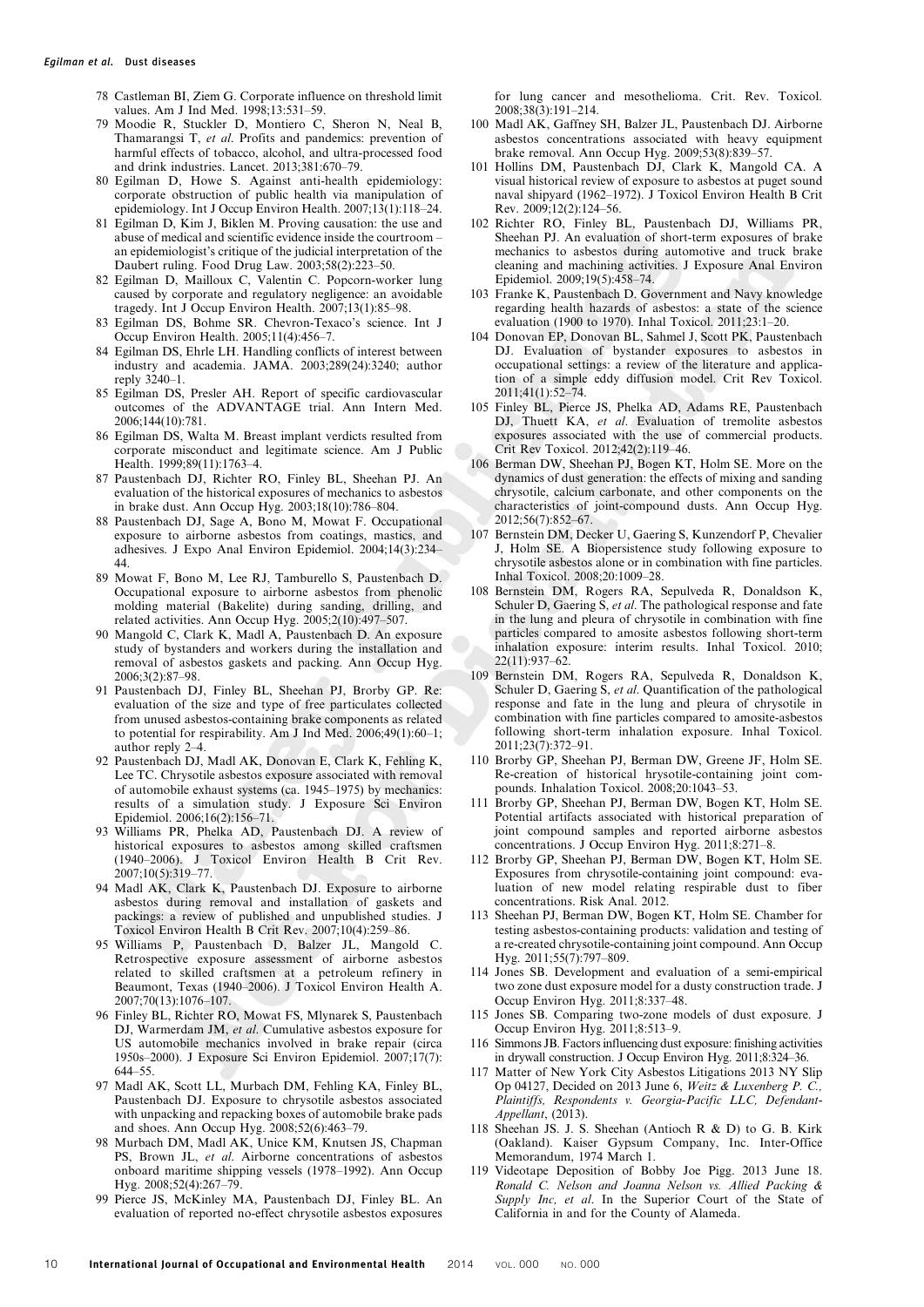78 Castleman BI, Ziem G. Corporate influence on threshold limit values. Am J Ind Med. 1998;13:531–59.

79 Moodie R, Stuckler D, Montiero C, Sheron N, Neal B, Thamarangsi T, *et al*. Profits and pandemics: prevention of harmful effects of tobacco, alcohol, and ultra-processed food and drink industries. Lancet. 2013;381:670–79.

80 Egilman D, Howe S. Against anti-health epidemiology: corporate obstruction of public health via manipulation of epidemiology. Int J Occup Environ Health. 2007;13(1):118–24.

81 Egilman D, Kim J, Biklen M. Proving causation: the use and abuse of medical and scientific evidence inside the courtroom – an epidemiologist's critique of the judicial interpretation of the Daubert ruling. Food Drug Law. 2003;58(2):223–50.

82 Egilman D, Mailloux C, Valentin C. Popcorn-worker lung caused by corporate and regulatory negligence: an avoidable tragedy. Int J Occup Environ Health. 2007;13(1):85–98.

83 Egilman DS, Bohme SR. Chevron-Texaco's science. Int J Occup Environ Health. 2005;11(4):456–7.

84 Egilman DS, Ehrle LH. Handling conflicts of interest between industry and academia. JAMA. 2003;289(24):3240; author reply 3240–1.

85 Egilman DS, Presler AH. Report of specific cardiovascular outcomes of the ADVANTAGE trial. Ann Intern Med. 2006;144(10):781.

86 Egilman DS, Walta M. Breast implant verdicts resulted from corporate misconduct and legitimate science. Am J Public Health. 1999;89(11):1763–4.

87 Paustenbach DJ, Richter RO, Finley BL, Sheehan PJ. An evaluation of the historical exposures of mechanics to asbestos in brake dust. Ann Occup Hyg. 2003;18(10):786–804.

88 Paustenbach DJ, Sage A, Bono M, Mowat F. Occupational exposure to airborne asbestos from coatings, mastics, and adhesives. J Expo Anal Environ Epidemiol. 2004;14(3):234–44.

89 Mowat F, Bono M, Lee RJ, Tamburello S, Paustenbach D. Occupational exposure to airborne asbestos from phenolic molding material (Bakelite) during sanding, drilling, and related activities. Ann Occup Hyg. 2005;2(10):497–507.

90 Mangold C, Clark K, Madl A, Paustenbach D. An exposure study of bystanders and workers during the installation and removal of asbestos gaskets and packing. Ann Occup Hyg. 2006;3(2):87–98.

91 Paustenbach DJ, Finley BL, Sheehan PJ, Brorby GP. Re: evaluation of the size and type of free particulates collected from unused asbestos-containing brake components as related to potential for respirability. Am J Ind Med. 2006;49(1):60–1; author reply 2–4.

92 Paustenbach DJ, Madl AK, Donovan E, Clark K, Fehling K, Lee TC. Chrysotile asbestos exposure associated with removal of automobile exhaust systems (ca. 1945–1975) by mechanics: results of a simulation study. J Exposure Sci Environ Epidemiol. 2006;16(2):156–71.

93 Williams PR, Phelka AD, Paustenbach DJ. A review of historical exposures to asbestos among skilled craftsmen (1940–2006). J Toxicol Environ Health B Crit Rev. 2007;10(5):319–77.

94 Madl AK, Clark K, Paustenbach DJ. Exposure to airborne asbestos during removal and installation of gaskets and packings: a review of published and unpublished studies. J Toxicol Environ Health B Crit Rev. 2007;10(4):259–86.

95 Williams P, Paustenbach D, Balzer JL, Mangold C. Retrospective exposure assessment of airborne asbestos related to skilled craftsmen at a petroleum refinery in Beaumont, Texas (1940–2006). J Toxicol Environ Health A. 2007;70(13):1076–107.

96 Finley BL, Richter RO, Mowat FS, Mlynarek S, Paustenbach DJ, Warmerdam JM, *et al*. Cumulative asbestos exposure for US automobile mechanics involved in brake repair (circa 1950s–2000). J Exposure Sci Environ Epidemiol. 2007;17(7):644–55.

97 Madl AK, Scott LL, Murbach DM, Fehling KA, Finley BL, Paustenbach DJ. Exposure to chrysotile asbestos associated with unpacking and repacking boxes of automobile brake pads and shoes. Ann Occup Hyg. 2008;52(6):463–79.

98 Murbach DM, Madl AK, Unice KM, Knutsen JS, Chapman PS, Brown JL, *et al*. Airborne concentrations of asbestos onboard maritime shipping vessels (1978–1992). Ann Occup Hyg. 2008;52(4):267–79.

99 Pierce JS, McKinley MA, Paustenbach DJ, Finley BL. An evaluation of reported no-effect chrysotile asbestos exposures for lung cancer and mesothelioma. Crit. Rev. Toxicol. 2008;38(3):191–214.

100 Madl AK, Gaffney SH, Balzer JL, Paustenbach DJ. Airborne asbestos concentrations associated with heavy equipment brake removal. Ann Occup Hyg. 2009;53(8):839–57.

101 Hollins DM, Paustenbach DJ, Clark K, Mangold CA. A visual historical review of exposure to asbestos at puget sound naval shipyard (1962–1972). J Toxicol Environ Health B Crit Rev. 2009;12(2):124–56.

102 Richter RO, Finley BL, Paustenbach DJ, Williams PR, Sheehan PJ. An evaluation of short-term exposures of brake mechanics to asbestos during automotive and truck brake cleaning and machining activities. J Exposure Anal Environ Epidemiol. 2009;19(5):458–74.

103 Franke K, Paustenbach D. Government and Navy knowledge regarding health hazards of asbestos: a state of the science evaluation (1900 to 1970). Inhal Toxicol. 2011;23:1–20.

104 Donovan EP, Donovan BL, Sahmel J, Scott PK, Paustenbach DJ. Evaluation of bystander exposures to asbestos in occupational settings: a review of the literature and application of a simple eddy diffusion model. Crit Rev Toxicol. 2011;41(1):52–74.

105 Finley BL, Pierce JS, Phelka AD, Adams RE, Paustenbach DJ, Thuett KA, *et al*. Evaluation of tremolite asbestos exposures associated with the use of commercial products. Crit Rev Toxicol. 2012;42(2):119–46.

106 Berman DW, Sheehan PJ, Bogen KT, Holm SE. More on the dynamics of dust generation: the effects of mixing and sanding chrysotile, calcium carbonate, and other components on the characteristics of joint-compound dusts. Ann Occup Hyg. 2012;56(7):852–67.

107 Bernstein DM, Decker U, Gaering S, Kunzendorf P, Chevalier J, Holm SE. A Biopersistence study following exposure to chrysotile asbestos alone or in combination with fine particles. Inhal Toxicol. 2008;20:1009–28.

108 Bernstein DM, Rogers RA, Sepulveda R, Donaldson K, Schuler D, Gaering S, *et al*. The pathological response and fate in the lung and pleura of chrysotile in combination with fine particles compared to amosite asbestos following short-term inhalation exposure: interim results. Inhal Toxicol. 2010; 22(11):937–62.

109 Bernstein DM, Rogers RA, Sepulveda R, Donaldson K, Schuler D, Gaering S, *et al*. Quantification of the pathological response and fate in the lung and pleura of chrysotile in combination with fine particles compared to amosite-asbestos following short-term inhalation exposure. Inhal Toxicol. 2011;23(7):372–91.

110 Brorby GP, Sheehan PJ, Berman DW, Greene JF, Holm SE. Re-creation of historical hrysotile-containing joint compounds. Inhalation Toxicol. 2008;20:1043–53.

111 Brorby GP, Sheehan PJ, Berman DW, Bogen KT, Holm SE. Potential artifacts associated with historical preparation of joint compound samples and reported airborne asbestos concentrations. J Occup Environ Hyg. 2011;8:271–8.

112 Brorby GP, Sheehan PJ, Berman DW, Bogen KT, Holm SE. Exposures from chrysotile-containing joint compound: evaluation of new model relating respirable dust to fiber concentrations. Risk Anal. 2012.

113 Sheehan PJ, Berman DW, Bogen KT, Holm SE. Chamber for testing asbestos-containing products: validation and testing of a re-created chrysotile-containing joint compound. Ann Occup Hyg. 2011;55(7):797–809.

114 Jones SB. Development and evaluation of a semi-empirical two zone dust exposure model for a dusty construction trade. J Occup Environ Hyg. 2011;8:337–48.

115 Jones SB. Comparing two-zone models of dust exposure. J Occup Environ Hyg. 2011;8:513–9.

116 Simmons JB. Factors influencing dust exposure: finishing activities in drywall construction. J Occup Environ Hyg. 2011;8:324–36.

117 Matter of New York City Asbestos Litigations 2013 NY Slip Op 04127, Decided on 2013 June 6, *Weitz & Luxenberg P. C., Plaintiffs, Respondents v. Georgia-Pacific LLC, Defendant-Appellant*, (2013).

118 Sheehan JS. J. S. Sheehan (Antioch R & D) to G. B. Kirk (Oakland). Kaiser Gypsum Company, Inc. Inter-Office Memorandum, 1974 March 1.

119 Videotape Deposition of Bobby Joe Pigg. 2013 June 18. *Ronald C. Nelson and Joanna Nelson vs. Allied Packing & Supply Inc, et al*. In the Superior Court of the State of California in and for the County of Alameda.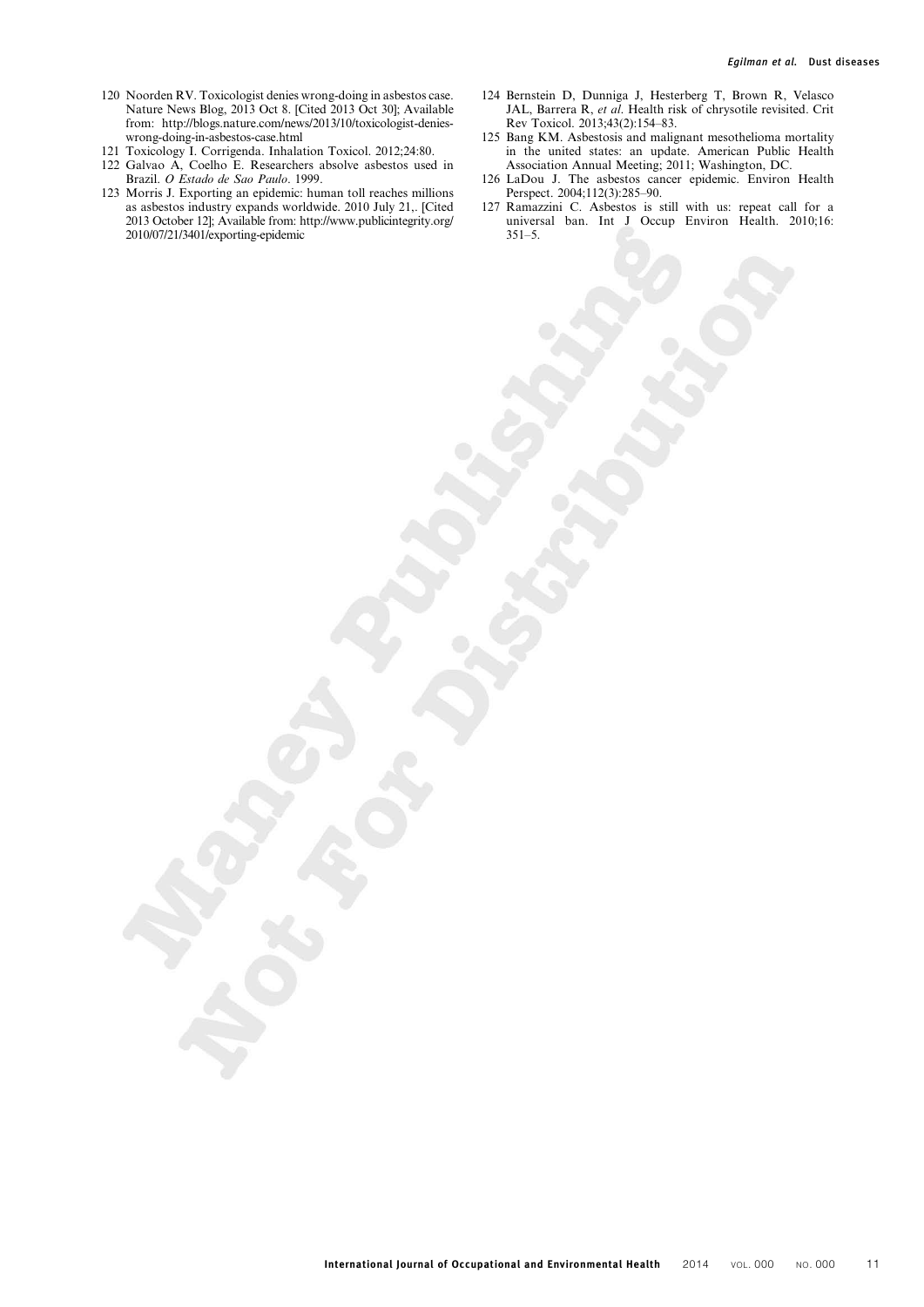120 Noorden RV. Toxicologist denies wrong-doing in asbestos case. Nature News Blog, 2013 Oct 8. [Cited 2013 Oct 30]; Available from: http://blogs.nature.com/news/2013/10/toxicologist-denies-wrong-doing-in-asbestos-case.html

121 Toxicology I. Corrigenda. Inhalation Toxicol. 2012;24:80.

122 Galvao A, Coelho E. Researchers absolve asbestos used in Brazil. *O Estado de Sao Paulo*. 1999.

123 Morris J. Exporting an epidemic: human toll reaches millions as asbestos industry expands worldwide. 2010 July 21,. [Cited 2013 October 12]; Available from: http://www.publicintegrity.org/2010/07/21/3401/exporting-epidemic

124 Bernstein D, Dunniga J, Hesterberg T, Brown R, Velasco JAL, Barrera R, *et al*. Health risk of chrysotile revisited. Crit Rev Toxicol. 2013;43(2):154–83.

125 Bang KM. Asbestosis and malignant mesothelioma mortality in the united states: an update. American Public Health Association Annual Meeting; 2011; Washington, DC.

126 LaDou J. The asbestos cancer epidemic. Environ Health Perspect. 2004;112(3):285–90.

127 Ramazzini C. Asbestos is still with us: repeat call for a universal ban. Int J Occup Environ Health. 2010;16: 351–5.